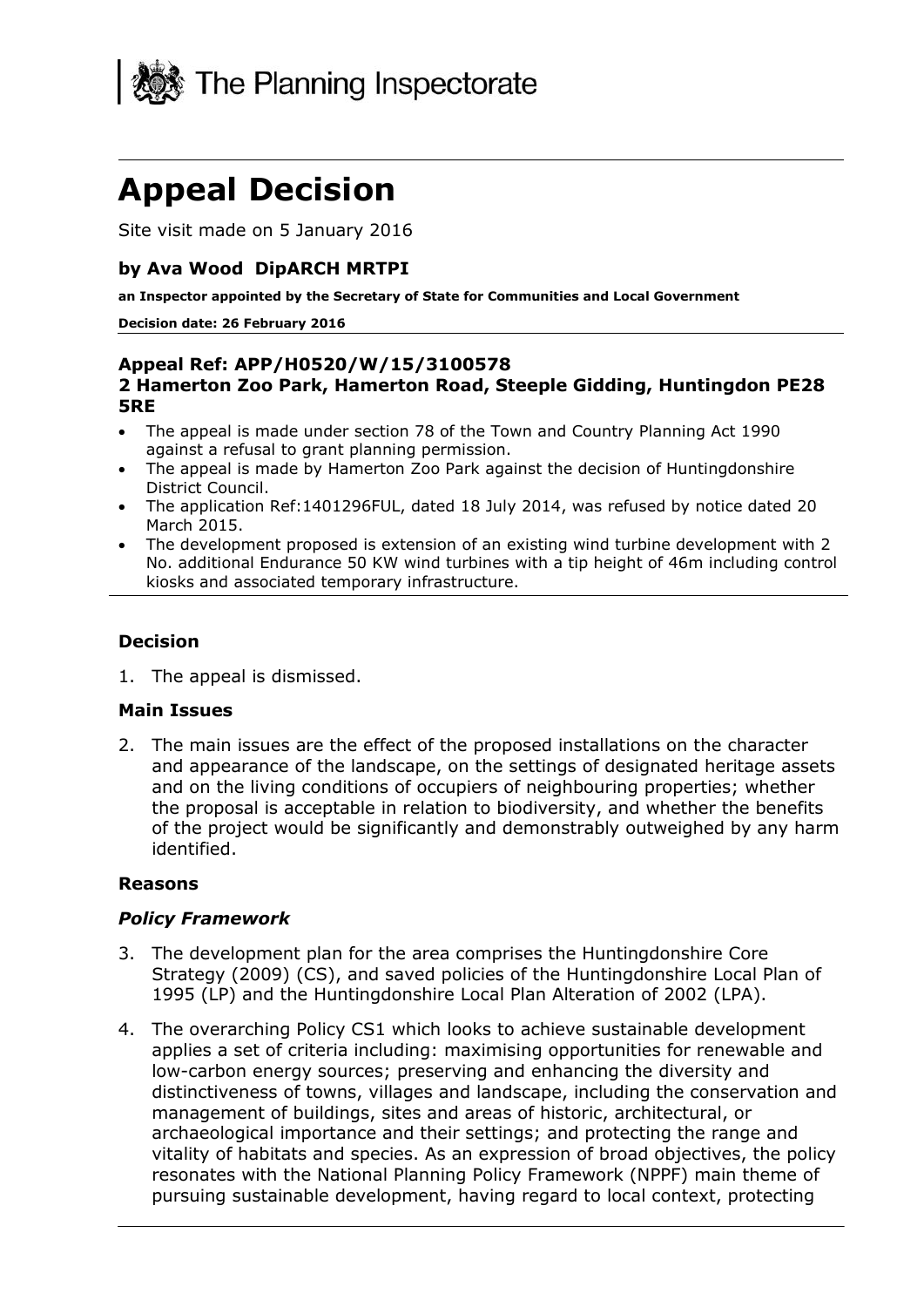The Planning Inspectorate

# Appeal Decision

Site visit made on 5 January 2016

### by Ava Wood DipARCH MRTPI

**an Inspector appointed by the Secretary of State for Communities and Local Government**

**Decision date: 26 February 2016**

### Appeal Ref: APP/H0520/W/15/3100578
### 2 Hamerton Zoo Park, Hamerton Road, Steeple Gidding, Huntingdon PE28 5RE

- The appeal is made under section 78 of the Town and Country Planning Act 1990 against a refusal to grant planning permission.
- The appeal is made by Hamerton Zoo Park against the decision of Huntingdonshire District Council.
- The application Ref:1401296FUL, dated 18 July 2014, was refused by notice dated 20 March 2015.
- The development proposed is extension of an existing wind turbine development with 2 No. additional Endurance 50 KW wind turbines with a tip height of 46m including control kiosks and associated temporary infrastructure.

### Decision

1. The appeal is dismissed.

### Main Issues

2. The main issues are the effect of the proposed installations on the character and appearance of the landscape, on the settings of designated heritage assets and on the living conditions of occupiers of neighbouring properties; whether the proposal is acceptable in relation to biodiversity, and whether the benefits of the project would be significantly and demonstrably outweighed by any harm identified.

### Reasons

#### *Policy Framework*

3. The development plan for the area comprises the Huntingdonshire Core Strategy (2009) (CS), and saved policies of the Huntingdonshire Local Plan of 1995 (LP) and the Huntingdonshire Local Plan Alteration of 2002 (LPA).

4. The overarching Policy CS1 which looks to achieve sustainable development applies a set of criteria including: maximising opportunities for renewable and low-carbon energy sources; preserving and enhancing the diversity and distinctiveness of towns, villages and landscape, including the conservation and management of buildings, sites and areas of historic, architectural, or archaeological importance and their settings; and protecting the range and vitality of habitats and species. As an expression of broad objectives, the policy resonates with the National Planning Policy Framework (NPPF) main theme of pursuing sustainable development, having regard to local context, protecting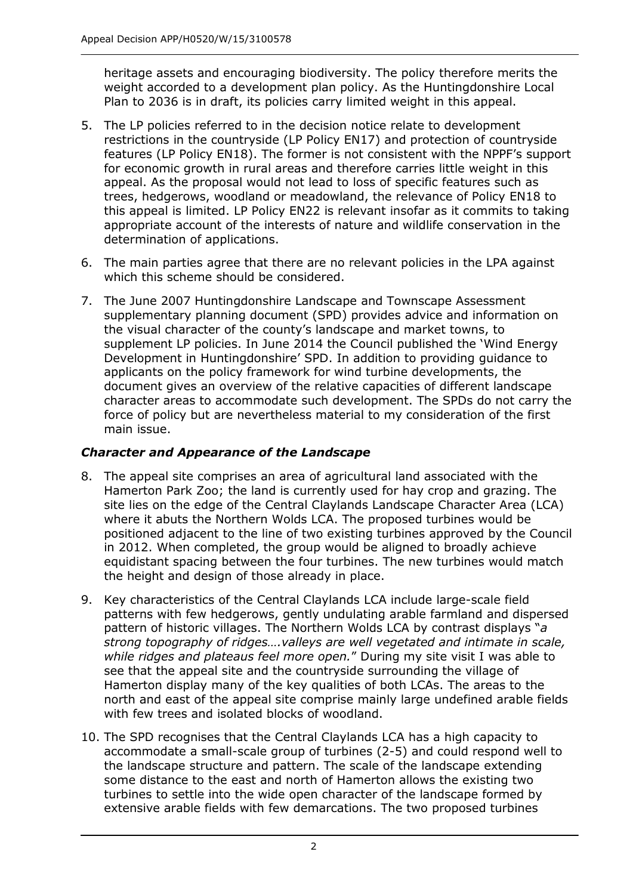heritage assets and encouraging biodiversity. The policy therefore merits the weight accorded to a development plan policy. As the Huntingdonshire Local Plan to 2036 is in draft, its policies carry limited weight in this appeal.

5. The LP policies referred to in the decision notice relate to development restrictions in the countryside (LP Policy EN17) and protection of countryside features (LP Policy EN18). The former is not consistent with the NPPF's support for economic growth in rural areas and therefore carries little weight in this appeal. As the proposal would not lead to loss of specific features such as trees, hedgerows, woodland or meadowland, the relevance of Policy EN18 to this appeal is limited. LP Policy EN22 is relevant insofar as it commits to taking appropriate account of the interests of nature and wildlife conservation in the determination of applications.

6. The main parties agree that there are no relevant policies in the LPA against which this scheme should be considered.

7. The June 2007 Huntingdonshire Landscape and Townscape Assessment supplementary planning document (SPD) provides advice and information on the visual character of the county's landscape and market towns, to supplement LP policies. In June 2014 the Council published the 'Wind Energy Development in Huntingdonshire' SPD. In addition to providing guidance to applicants on the policy framework for wind turbine developments, the document gives an overview of the relative capacities of different landscape character areas to accommodate such development. The SPDs do not carry the force of policy but are nevertheless material to my consideration of the first main issue.

### *Character and Appearance of the Landscape*

8. The appeal site comprises an area of agricultural land associated with the Hamerton Park Zoo; the land is currently used for hay crop and grazing. The site lies on the edge of the Central Claylands Landscape Character Area (LCA) where it abuts the Northern Wolds LCA. The proposed turbines would be positioned adjacent to the line of two existing turbines approved by the Council in 2012. When completed, the group would be aligned to broadly achieve equidistant spacing between the four turbines. The new turbines would match the height and design of those already in place.

9. Key characteristics of the Central Claylands LCA include large-scale field patterns with few hedgerows, gently undulating arable farmland and dispersed pattern of historic villages. The Northern Wolds LCA by contrast displays "*a strong topography of ridges….valleys are well vegetated and intimate in scale, while ridges and plateaus feel more open.*" During my site visit I was able to see that the appeal site and the countryside surrounding the village of Hamerton display many of the key qualities of both LCAs. The areas to the north and east of the appeal site comprise mainly large undefined arable fields with few trees and isolated blocks of woodland.

10. The SPD recognises that the Central Claylands LCA has a high capacity to accommodate a small-scale group of turbines (2-5) and could respond well to the landscape structure and pattern. The scale of the landscape extending some distance to the east and north of Hamerton allows the existing two turbines to settle into the wide open character of the landscape formed by extensive arable fields with few demarcations. The two proposed turbines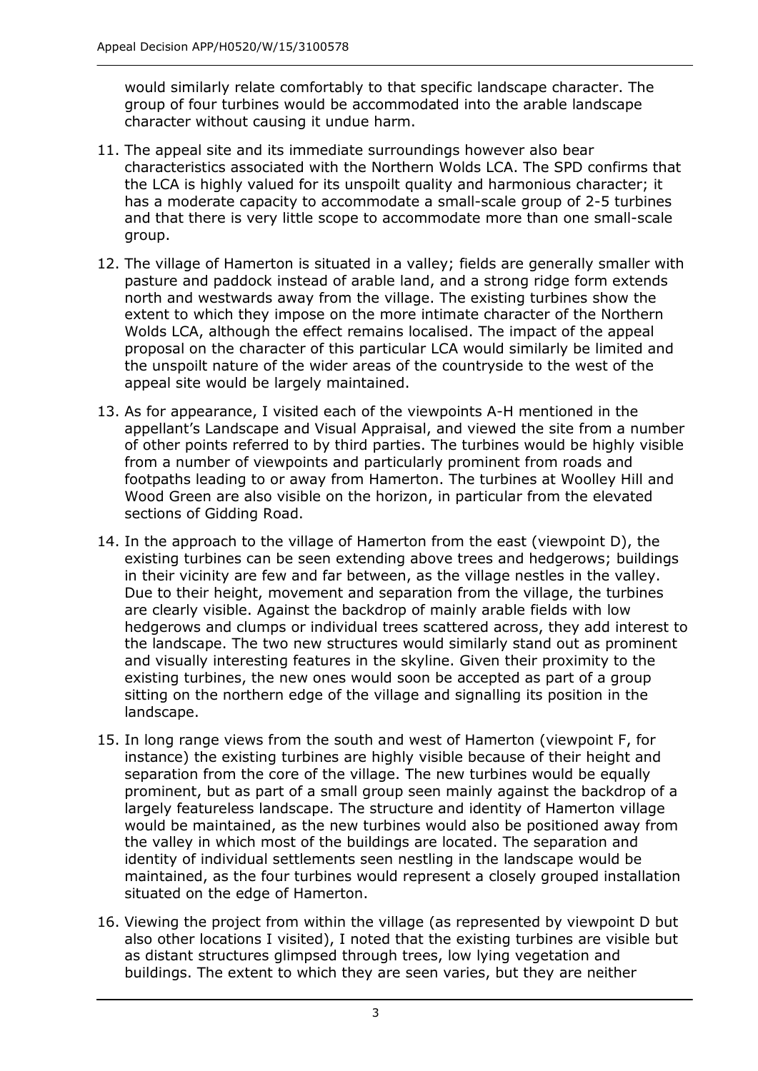would similarly relate comfortably to that specific landscape character. The group of four turbines would be accommodated into the arable landscape character without causing it undue harm.

11. The appeal site and its immediate surroundings however also bear characteristics associated with the Northern Wolds LCA. The SPD confirms that the LCA is highly valued for its unspoilt quality and harmonious character; it has a moderate capacity to accommodate a small-scale group of 2-5 turbines and that there is very little scope to accommodate more than one small-scale group.

12. The village of Hamerton is situated in a valley; fields are generally smaller with pasture and paddock instead of arable land, and a strong ridge form extends north and westwards away from the village. The existing turbines show the extent to which they impose on the more intimate character of the Northern Wolds LCA, although the effect remains localised. The impact of the appeal proposal on the character of this particular LCA would similarly be limited and the unspoilt nature of the wider areas of the countryside to the west of the appeal site would be largely maintained.

13. As for appearance, I visited each of the viewpoints A-H mentioned in the appellant's Landscape and Visual Appraisal, and viewed the site from a number of other points referred to by third parties. The turbines would be highly visible from a number of viewpoints and particularly prominent from roads and footpaths leading to or away from Hamerton. The turbines at Woolley Hill and Wood Green are also visible on the horizon, in particular from the elevated sections of Gidding Road.

14. In the approach to the village of Hamerton from the east (viewpoint D), the existing turbines can be seen extending above trees and hedgerows; buildings in their vicinity are few and far between, as the village nestles in the valley. Due to their height, movement and separation from the village, the turbines are clearly visible. Against the backdrop of mainly arable fields with low hedgerows and clumps or individual trees scattered across, they add interest to the landscape. The two new structures would similarly stand out as prominent and visually interesting features in the skyline. Given their proximity to the existing turbines, the new ones would soon be accepted as part of a group sitting on the northern edge of the village and signalling its position in the landscape.

15. In long range views from the south and west of Hamerton (viewpoint F, for instance) the existing turbines are highly visible because of their height and separation from the core of the village. The new turbines would be equally prominent, but as part of a small group seen mainly against the backdrop of a largely featureless landscape. The structure and identity of Hamerton village would be maintained, as the new turbines would also be positioned away from the valley in which most of the buildings are located. The separation and identity of individual settlements seen nestling in the landscape would be maintained, as the four turbines would represent a closely grouped installation situated on the edge of Hamerton.

16. Viewing the project from within the village (as represented by viewpoint D but also other locations I visited), I noted that the existing turbines are visible but as distant structures glimpsed through trees, low lying vegetation and buildings. The extent to which they are seen varies, but they are neither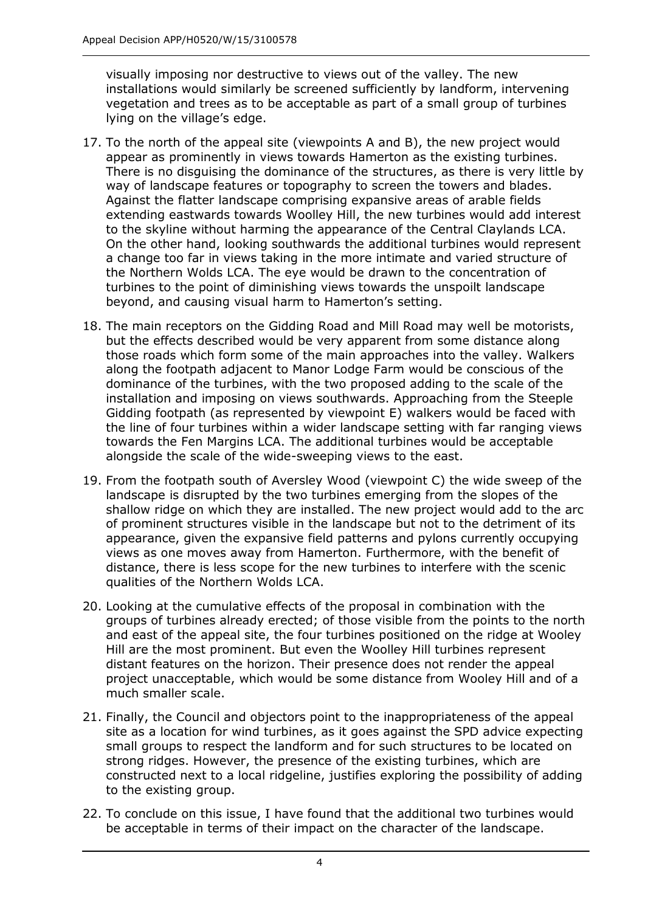visually imposing nor destructive to views out of the valley. The new installations would similarly be screened sufficiently by landform, intervening vegetation and trees as to be acceptable as part of a small group of turbines lying on the village's edge.

17. To the north of the appeal site (viewpoints A and B), the new project would appear as prominently in views towards Hamerton as the existing turbines. There is no disguising the dominance of the structures, as there is very little by way of landscape features or topography to screen the towers and blades. Against the flatter landscape comprising expansive areas of arable fields extending eastwards towards Woolley Hill, the new turbines would add interest to the skyline without harming the appearance of the Central Claylands LCA. On the other hand, looking southwards the additional turbines would represent a change too far in views taking in the more intimate and varied structure of the Northern Wolds LCA. The eye would be drawn to the concentration of turbines to the point of diminishing views towards the unspoilt landscape beyond, and causing visual harm to Hamerton's setting.

18. The main receptors on the Gidding Road and Mill Road may well be motorists, but the effects described would be very apparent from some distance along those roads which form some of the main approaches into the valley. Walkers along the footpath adjacent to Manor Lodge Farm would be conscious of the dominance of the turbines, with the two proposed adding to the scale of the installation and imposing on views southwards. Approaching from the Steeple Gidding footpath (as represented by viewpoint E) walkers would be faced with the line of four turbines within a wider landscape setting with far ranging views towards the Fen Margins LCA. The additional turbines would be acceptable alongside the scale of the wide-sweeping views to the east.

19. From the footpath south of Aversley Wood (viewpoint C) the wide sweep of the landscape is disrupted by the two turbines emerging from the slopes of the shallow ridge on which they are installed. The new project would add to the arc of prominent structures visible in the landscape but not to the detriment of its appearance, given the expansive field patterns and pylons currently occupying views as one moves away from Hamerton. Furthermore, with the benefit of distance, there is less scope for the new turbines to interfere with the scenic qualities of the Northern Wolds LCA.

20. Looking at the cumulative effects of the proposal in combination with the groups of turbines already erected; of those visible from the points to the north and east of the appeal site, the four turbines positioned on the ridge at Wooley Hill are the most prominent. But even the Woolley Hill turbines represent distant features on the horizon. Their presence does not render the appeal project unacceptable, which would be some distance from Wooley Hill and of a much smaller scale.

21. Finally, the Council and objectors point to the inappropriateness of the appeal site as a location for wind turbines, as it goes against the SPD advice expecting small groups to respect the landform and for such structures to be located on strong ridges. However, the presence of the existing turbines, which are constructed next to a local ridgeline, justifies exploring the possibility of adding to the existing group.

22. To conclude on this issue, I have found that the additional two turbines would be acceptable in terms of their impact on the character of the landscape.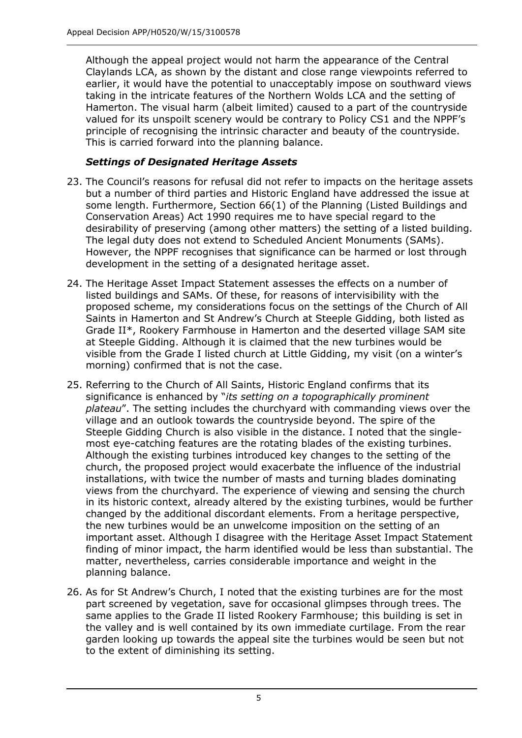Although the appeal project would not harm the appearance of the Central Claylands LCA, as shown by the distant and close range viewpoints referred to earlier, it would have the potential to unacceptably impose on southward views taking in the intricate features of the Northern Wolds LCA and the setting of Hamerton. The visual harm (albeit limited) caused to a part of the countryside valued for its unspoilt scenery would be contrary to Policy CS1 and the NPPF's principle of recognising the intrinsic character and beauty of the countryside. This is carried forward into the planning balance.

### *Settings of Designated Heritage Assets*

23. The Council's reasons for refusal did not refer to impacts on the heritage assets but a number of third parties and Historic England have addressed the issue at some length. Furthermore, Section 66(1) of the Planning (Listed Buildings and Conservation Areas) Act 1990 requires me to have special regard to the desirability of preserving (among other matters) the setting of a listed building. The legal duty does not extend to Scheduled Ancient Monuments (SAMs). However, the NPPF recognises that significance can be harmed or lost through development in the setting of a designated heritage asset.

24. The Heritage Asset Impact Statement assesses the effects on a number of listed buildings and SAMs. Of these, for reasons of intervisibility with the proposed scheme, my considerations focus on the settings of the Church of All Saints in Hamerton and St Andrew's Church at Steeple Gidding, both listed as Grade II*, Rookery Farmhouse in Hamerton and the deserted village SAM site at Steeple Gidding. Although it is claimed that the new turbines would be visible from the Grade I listed church at Little Gidding, my visit (on a winter's morning) confirmed that is not the case.

25. Referring to the Church of All Saints, Historic England confirms that its significance is enhanced by "*its setting on a topographically prominent plateau*". The setting includes the churchyard with commanding views over the village and an outlook towards the countryside beyond. The spire of the Steeple Gidding Church is also visible in the distance. I noted that the single-most eye-catching features are the rotating blades of the existing turbines. Although the existing turbines introduced key changes to the setting of the church, the proposed project would exacerbate the influence of the industrial installations, with twice the number of masts and turning blades dominating views from the churchyard. The experience of viewing and sensing the church in its historic context, already altered by the existing turbines, would be further changed by the additional discordant elements. From a heritage perspective, the new turbines would be an unwelcome imposition on the setting of an important asset. Although I disagree with the Heritage Asset Impact Statement finding of minor impact, the harm identified would be less than substantial. The matter, nevertheless, carries considerable importance and weight in the planning balance.

26. As for St Andrew's Church, I noted that the existing turbines are for the most part screened by vegetation, save for occasional glimpses through trees. The same applies to the Grade II listed Rookery Farmhouse; this building is set in the valley and is well contained by its own immediate curtilage. From the rear garden looking up towards the appeal site the turbines would be seen but not to the extent of diminishing its setting.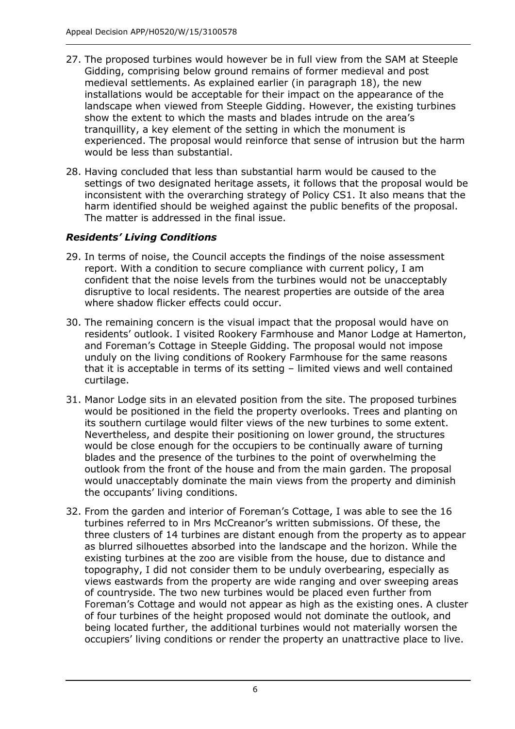27. The proposed turbines would however be in full view from the SAM at Steeple Gidding, comprising below ground remains of former medieval and post medieval settlements. As explained earlier (in paragraph 18), the new installations would be acceptable for their impact on the appearance of the landscape when viewed from Steeple Gidding. However, the existing turbines show the extent to which the masts and blades intrude on the area's tranquillity, a key element of the setting in which the monument is experienced. The proposal would reinforce that sense of intrusion but the harm would be less than substantial.

28. Having concluded that less than substantial harm would be caused to the settings of two designated heritage assets, it follows that the proposal would be inconsistent with the overarching strategy of Policy CS1. It also means that the harm identified should be weighed against the public benefits of the proposal. The matter is addressed in the final issue.

### *Residents' Living Conditions*

29. In terms of noise, the Council accepts the findings of the noise assessment report. With a condition to secure compliance with current policy, I am confident that the noise levels from the turbines would not be unacceptably disruptive to local residents. The nearest properties are outside of the area where shadow flicker effects could occur.

30. The remaining concern is the visual impact that the proposal would have on residents' outlook. I visited Rookery Farmhouse and Manor Lodge at Hamerton, and Foreman's Cottage in Steeple Gidding. The proposal would not impose unduly on the living conditions of Rookery Farmhouse for the same reasons that it is acceptable in terms of its setting – limited views and well contained curtilage.

31. Manor Lodge sits in an elevated position from the site. The proposed turbines would be positioned in the field the property overlooks. Trees and planting on its southern curtilage would filter views of the new turbines to some extent. Nevertheless, and despite their positioning on lower ground, the structures would be close enough for the occupiers to be continually aware of turning blades and the presence of the turbines to the point of overwhelming the outlook from the front of the house and from the main garden. The proposal would unacceptably dominate the main views from the property and diminish the occupants' living conditions.

32. From the garden and interior of Foreman's Cottage, I was able to see the 16 turbines referred to in Mrs McCreanor's written submissions. Of these, the three clusters of 14 turbines are distant enough from the property as to appear as blurred silhouettes absorbed into the landscape and the horizon. While the existing turbines at the zoo are visible from the house, due to distance and topography, I did not consider them to be unduly overbearing, especially as views eastwards from the property are wide ranging and over sweeping areas of countryside. The two new turbines would be placed even further from Foreman's Cottage and would not appear as high as the existing ones. A cluster of four turbines of the height proposed would not dominate the outlook, and being located further, the additional turbines would not materially worsen the occupiers' living conditions or render the property an unattractive place to live.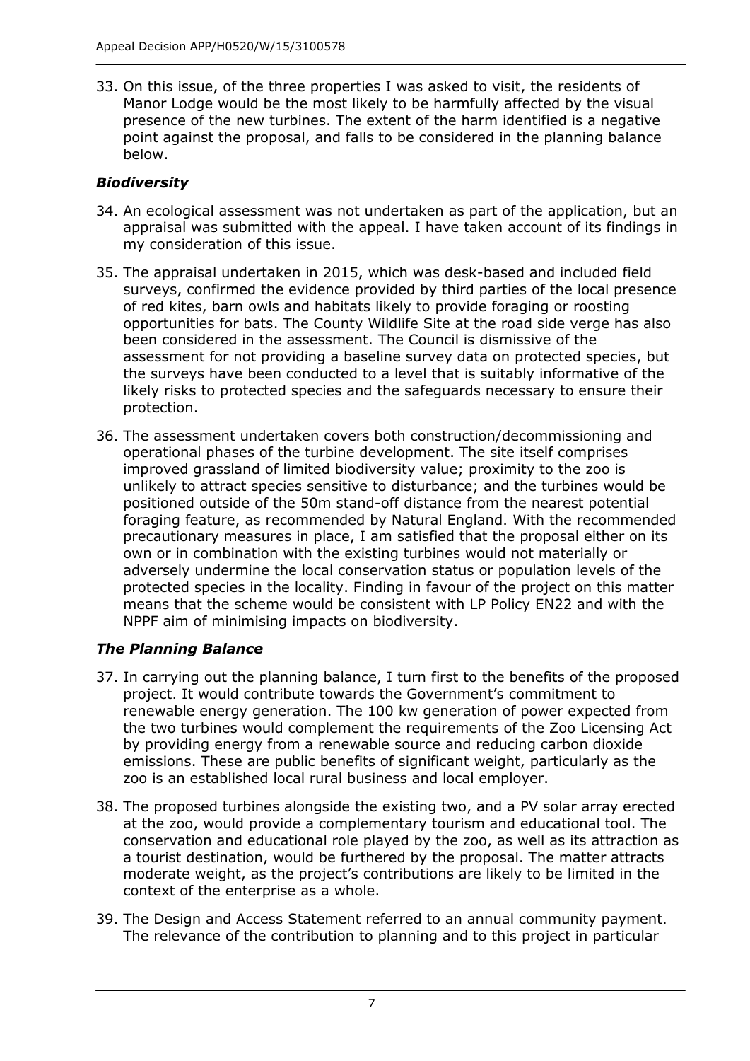33. On this issue, of the three properties I was asked to visit, the residents of Manor Lodge would be the most likely to be harmfully affected by the visual presence of the new turbines. The extent of the harm identified is a negative point against the proposal, and falls to be considered in the planning balance below.

### *Biodiversity*

34. An ecological assessment was not undertaken as part of the application, but an appraisal was submitted with the appeal. I have taken account of its findings in my consideration of this issue.

35. The appraisal undertaken in 2015, which was desk-based and included field surveys, confirmed the evidence provided by third parties of the local presence of red kites, barn owls and habitats likely to provide foraging or roosting opportunities for bats. The County Wildlife Site at the road side verge has also been considered in the assessment. The Council is dismissive of the assessment for not providing a baseline survey data on protected species, but the surveys have been conducted to a level that is suitably informative of the likely risks to protected species and the safeguards necessary to ensure their protection.

36. The assessment undertaken covers both construction/decommissioning and operational phases of the turbine development. The site itself comprises improved grassland of limited biodiversity value; proximity to the zoo is unlikely to attract species sensitive to disturbance; and the turbines would be positioned outside of the 50m stand-off distance from the nearest potential foraging feature, as recommended by Natural England. With the recommended precautionary measures in place, I am satisfied that the proposal either on its own or in combination with the existing turbines would not materially or adversely undermine the local conservation status or population levels of the protected species in the locality. Finding in favour of the project on this matter means that the scheme would be consistent with LP Policy EN22 and with the NPPF aim of minimising impacts on biodiversity.

### *The Planning Balance*

37. In carrying out the planning balance, I turn first to the benefits of the proposed project. It would contribute towards the Government's commitment to renewable energy generation. The 100 kw generation of power expected from the two turbines would complement the requirements of the Zoo Licensing Act by providing energy from a renewable source and reducing carbon dioxide emissions. These are public benefits of significant weight, particularly as the zoo is an established local rural business and local employer.

38. The proposed turbines alongside the existing two, and a PV solar array erected at the zoo, would provide a complementary tourism and educational tool. The conservation and educational role played by the zoo, as well as its attraction as a tourist destination, would be furthered by the proposal. The matter attracts moderate weight, as the project's contributions are likely to be limited in the context of the enterprise as a whole.

39. The Design and Access Statement referred to an annual community payment. The relevance of the contribution to planning and to this project in particular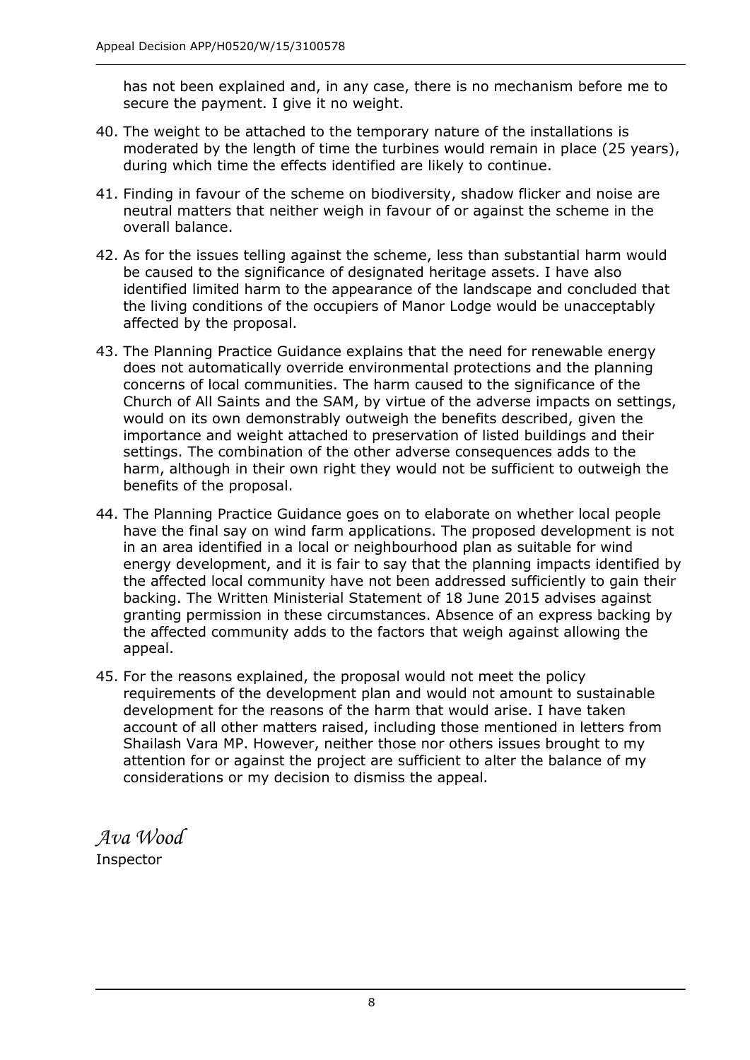has not been explained and, in any case, there is no mechanism before me to secure the payment. I give it no weight.

40. The weight to be attached to the temporary nature of the installations is moderated by the length of time the turbines would remain in place (25 years), during which time the effects identified are likely to continue.

41. Finding in favour of the scheme on biodiversity, shadow flicker and noise are neutral matters that neither weigh in favour of or against the scheme in the overall balance.

42. As for the issues telling against the scheme, less than substantial harm would be caused to the significance of designated heritage assets. I have also identified limited harm to the appearance of the landscape and concluded that the living conditions of the occupiers of Manor Lodge would be unacceptably affected by the proposal.

43. The Planning Practice Guidance explains that the need for renewable energy does not automatically override environmental protections and the planning concerns of local communities. The harm caused to the significance of the Church of All Saints and the SAM, by virtue of the adverse impacts on settings, would on its own demonstrably outweigh the benefits described, given the importance and weight attached to preservation of listed buildings and their settings. The combination of the other adverse consequences adds to the harm, although in their own right they would not be sufficient to outweigh the benefits of the proposal.

44. The Planning Practice Guidance goes on to elaborate on whether local people have the final say on wind farm applications. The proposed development is not in an area identified in a local or neighbourhood plan as suitable for wind energy development, and it is fair to say that the planning impacts identified by the affected local community have not been addressed sufficiently to gain their backing. The Written Ministerial Statement of 18 June 2015 advises against granting permission in these circumstances. Absence of an express backing by the affected community adds to the factors that weigh against allowing the appeal.

45. For the reasons explained, the proposal would not meet the policy requirements of the development plan and would not amount to sustainable development for the reasons of the harm that would arise. I have taken account of all other matters raised, including those mentioned in letters from Shailash Vara MP. However, neither those nor others issues brought to my attention for or against the project are sufficient to alter the balance of my considerations or my decision to dismiss the appeal.

*Ava Wood*

Inspector